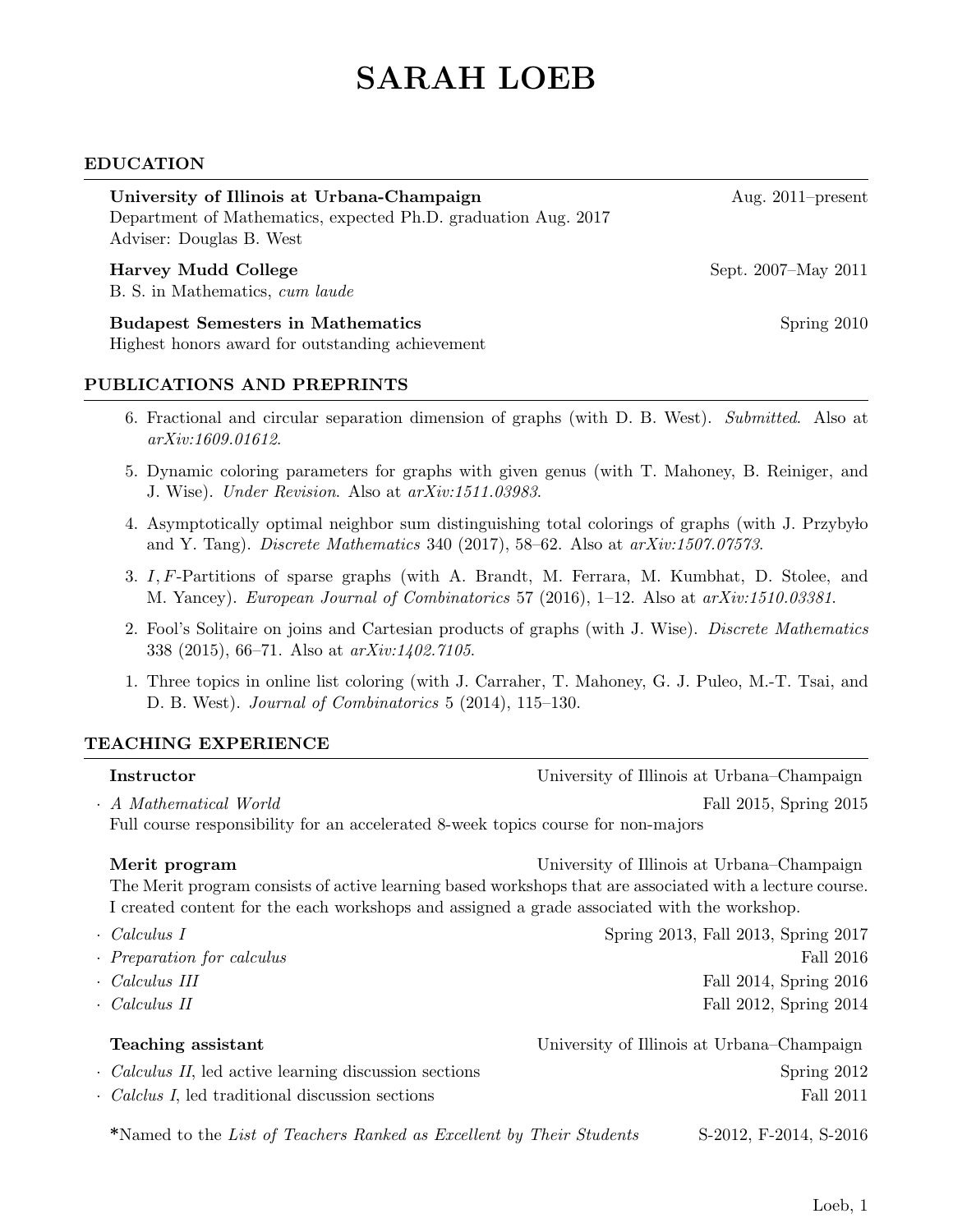# SARAH LOEB

## EDUCATION

**University of Illinois at Urbana-Champaign** — Aug. 2011–present
Department of Mathematics, expected Ph.D. graduation Aug. 2017
Adviser: Douglas B. West

**Harvey Mudd College** — Sept. 2007–May 2011
B. S. in Mathematics, *cum laude*

**Budapest Semesters in Mathematics** — Spring 2010
Highest honors award for outstanding achievement

## PUBLICATIONS AND PREPRINTS

6. Fractional and circular separation dimension of graphs (with D. B. West). *Submitted*. Also at *arXiv:1609.01612*.
5. Dynamic coloring parameters for graphs with given genus (with T. Mahoney, B. Reiniger, and J. Wise). *Under Revision*. Also at *arXiv:1511.03983*.
4. Asymptotically optimal neighbor sum distinguishing total colorings of graphs (with J. Przybyło and Y. Tang). *Discrete Mathematics* 340 (2017), 58–62. Also at *arXiv:1507.07573*.
3. $I, F$-Partitions of sparse graphs (with A. Brandt, M. Ferrara, M. Kumbhat, D. Stolee, and M. Yancey). *European Journal of Combinatorics* 57 (2016), 1–12. Also at *arXiv:1510.03381*.
2. Fool's Solitaire on joins and Cartesian products of graphs (with J. Wise). *Discrete Mathematics* 338 (2015), 66–71. Also at *arXiv:1402.7105*.
1. Three topics in online list coloring (with J. Carraher, T. Mahoney, G. J. Puleo, M.-T. Tsai, and D. B. West). *Journal of Combinatorics* 5 (2014), 115–130.

## TEACHING EXPERIENCE

**Instructor** — University of Illinois at Urbana–Champaign

- *A Mathematical World* — Fall 2015, Spring 2015
  Full course responsibility for an accelerated 8-week topics course for non-majors

**Merit program** — University of Illinois at Urbana–Champaign

The Merit program consists of active learning based workshops that are associated with a lecture course. I created content for the each workshops and assigned a grade associated with the workshop.

- *Calculus I* — Spring 2013, Fall 2013, Spring 2017
- *Preparation for calculus* — Fall 2016
- *Calculus III* — Fall 2014, Spring 2016
- *Calculus II* — Fall 2012, Spring 2014

**Teaching assistant** — University of Illinois at Urbana–Champaign

- *Calculus II*, led active learning discussion sections — Spring 2012
- *Calclus I*, led traditional discussion sections — Fall 2011

**\***Named to the *List of Teachers Ranked as Excellent by Their Students* — S-2012, F-2014, S-2016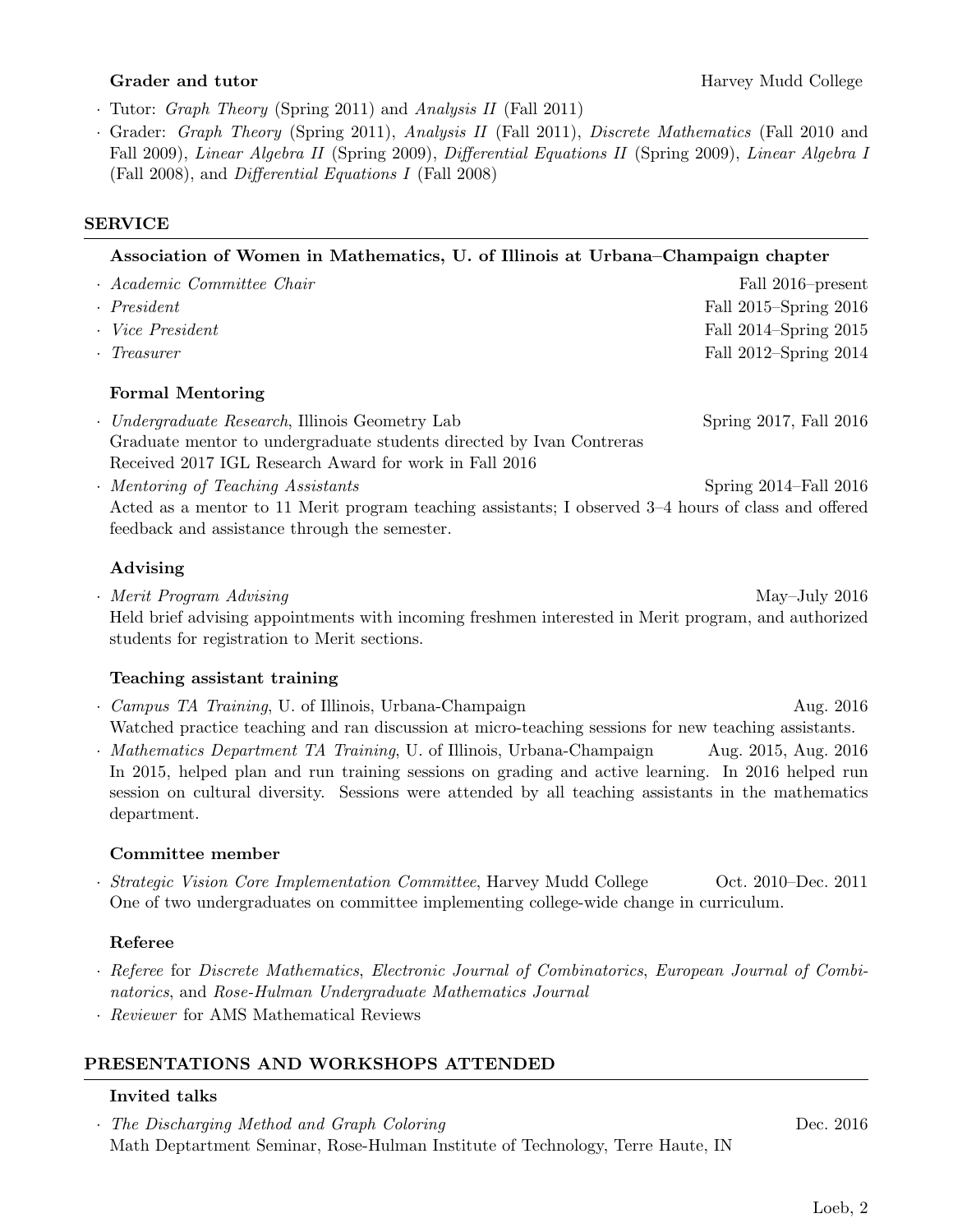**Grader and tutor** Harvey Mudd College

- Tutor: *Graph Theory* (Spring 2011) and *Analysis II* (Fall 2011)
- Grader: *Graph Theory* (Spring 2011), *Analysis II* (Fall 2011), *Discrete Mathematics* (Fall 2010 and Fall 2009), *Linear Algebra II* (Spring 2009), *Differential Equations II* (Spring 2009), *Linear Algebra I* (Fall 2008), and *Differential Equations I* (Fall 2008)

## SERVICE

**Association of Women in Mathematics, U. of Illinois at Urbana–Champaign chapter**

- *Academic Committee Chair* — Fall 2016–present
- *President* — Fall 2015–Spring 2016
- *Vice President* — Fall 2014–Spring 2015
- *Treasurer* — Fall 2012–Spring 2014

**Formal Mentoring**

- *Undergraduate Research*, Illinois Geometry Lab — Spring 2017, Fall 2016
  Graduate mentor to undergraduate students directed by Ivan Contreras
  Received 2017 IGL Research Award for work in Fall 2016
- *Mentoring of Teaching Assistants* — Spring 2014–Fall 2016
  Acted as a mentor to 11 Merit program teaching assistants; I observed 3–4 hours of class and offered feedback and assistance through the semester.

**Advising**

- *Merit Program Advising* — May–July 2016
  Held brief advising appointments with incoming freshmen interested in Merit program, and authorized students for registration to Merit sections.

**Teaching assistant training**

- *Campus TA Training*, U. of Illinois, Urbana-Champaign — Aug. 2016
  Watched practice teaching and ran discussion at micro-teaching sessions for new teaching assistants.
- *Mathematics Department TA Training*, U. of Illinois, Urbana-Champaign — Aug. 2015, Aug. 2016
  In 2015, helped plan and run training sessions on grading and active learning. In 2016 helped run session on cultural diversity. Sessions were attended by all teaching assistants in the mathematics department.

**Committee member**

- *Strategic Vision Core Implementation Committee*, Harvey Mudd College — Oct. 2010–Dec. 2011
  One of two undergraduates on committee implementing college-wide change in curriculum.

**Referee**

- *Referee* for *Discrete Mathematics*, *Electronic Journal of Combinatorics*, *European Journal of Combinatorics*, and *Rose-Hulman Undergraduate Mathematics Journal*
- *Reviewer* for AMS Mathematical Reviews

## PRESENTATIONS AND WORKSHOPS ATTENDED

**Invited talks**

- *The Discharging Method and Graph Coloring* — Dec. 2016
  Math Deptartment Seminar, Rose-Hulman Institute of Technology, Terre Haute, IN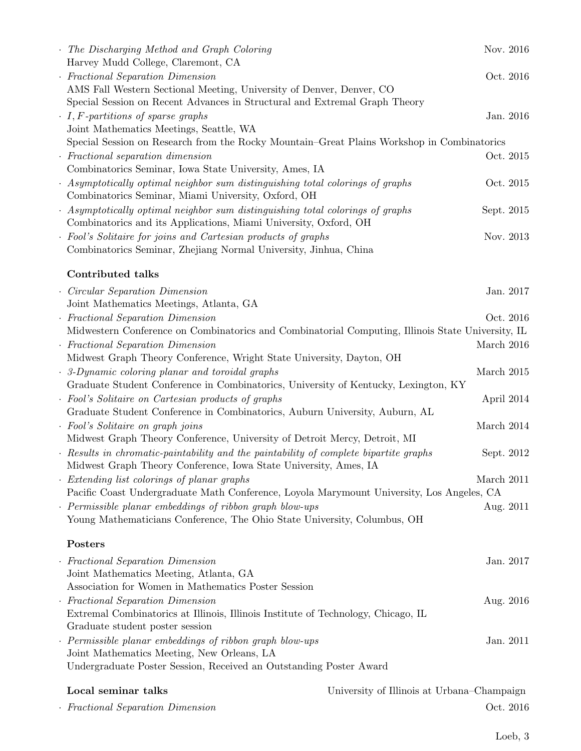- *The Discharging Method and Graph Coloring* — Nov. 2016
  Harvey Mudd College, Claremont, CA
- *Fractional Separation Dimension* — Oct. 2016
  AMS Fall Western Sectional Meeting, University of Denver, Denver, CO
  Special Session on Recent Advances in Structural and Extremal Graph Theory
- *$I, F$-partitions of sparse graphs* — Jan. 2016
  Joint Mathematics Meetings, Seattle, WA
  Special Session on Research from the Rocky Mountain–Great Plains Workshop in Combinatorics
- *Fractional separation dimension* — Oct. 2015
  Combinatorics Seminar, Iowa State University, Ames, IA
- *Asymptotically optimal neighbor sum distinguishing total colorings of graphs* — Oct. 2015
  Combinatorics Seminar, Miami University, Oxford, OH
- *Asymptotically optimal neighbor sum distinguishing total colorings of graphs* — Sept. 2015
  Combinatorics and its Applications, Miami University, Oxford, OH
- *Fool's Solitaire for joins and Cartesian products of graphs* — Nov. 2013
  Combinatorics Seminar, Zhejiang Normal University, Jinhua, China

### Contributed talks

- *Circular Separation Dimension* — Jan. 2017
  Joint Mathematics Meetings, Atlanta, GA
- *Fractional Separation Dimension* — Oct. 2016
  Midwestern Conference on Combinatorics and Combinatorial Computing, Illinois State University, IL
- *Fractional Separation Dimension* — March 2016
  Midwest Graph Theory Conference, Wright State University, Dayton, OH
- *3-Dynamic coloring planar and toroidal graphs* — March 2015
  Graduate Student Conference in Combinatorics, University of Kentucky, Lexington, KY
- *Fool's Solitaire on Cartesian products of graphs* — April 2014
  Graduate Student Conference in Combinatorics, Auburn University, Auburn, AL
- *Fool's Solitaire on graph joins* — March 2014
  Midwest Graph Theory Conference, University of Detroit Mercy, Detroit, MI
- *Results in chromatic-paintability and the paintability of complete bipartite graphs* — Sept. 2012
  Midwest Graph Theory Conference, Iowa State University, Ames, IA
- *Extending list colorings of planar graphs* — March 2011
  Pacific Coast Undergraduate Math Conference, Loyola Marymount University, Los Angeles, CA
- *Permissible planar embeddings of ribbon graph blow-ups* — Aug. 2011
  Young Mathematicians Conference, The Ohio State University, Columbus, OH

### Posters

- *Fractional Separation Dimension* — Jan. 2017
  Joint Mathematics Meeting, Atlanta, GA
  Association for Women in Mathematics Poster Session
- *Fractional Separation Dimension* — Aug. 2016
  Extremal Combinatorics at Illinois, Illinois Institute of Technology, Chicago, IL
  Graduate student poster session
- *Permissible planar embeddings of ribbon graph blow-ups* — Jan. 2011
  Joint Mathematics Meeting, New Orleans, LA
  Undergraduate Poster Session, Received an Outstanding Poster Award

### Local seminar talks — University of Illinois at Urbana–Champaign

- *Fractional Separation Dimension* — Oct. 2016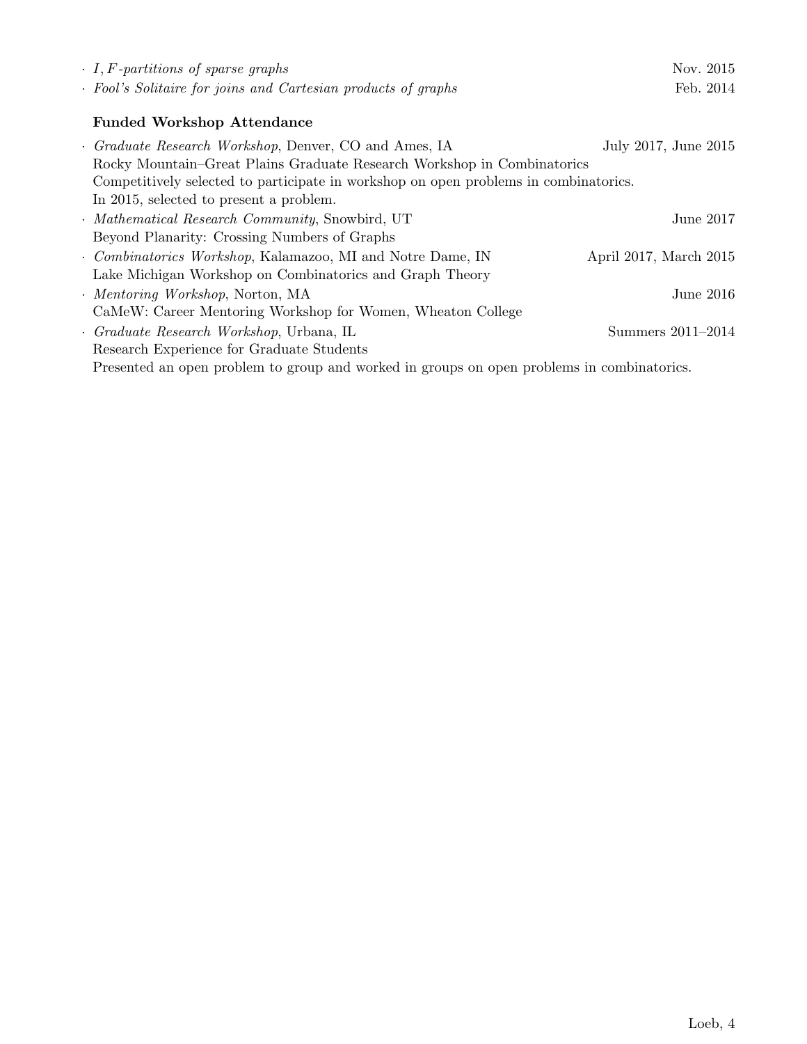- *$I, F$-partitions of sparse graphs* Nov. 2015
- *Fool's Solitaire for joins and Cartesian products of graphs* Feb. 2014

### Funded Workshop Attendance

- *Graduate Research Workshop*, Denver, CO and Ames, IA July 2017, June 2015
  Rocky Mountain–Great Plains Graduate Research Workshop in Combinatorics
  Competitively selected to participate in workshop on open problems in combinatorics.
  In 2015, selected to present a problem.
- *Mathematical Research Community*, Snowbird, UT June 2017
  Beyond Planarity: Crossing Numbers of Graphs
- *Combinatorics Workshop*, Kalamazoo, MI and Notre Dame, IN April 2017, March 2015
  Lake Michigan Workshop on Combinatorics and Graph Theory
- *Mentoring Workshop*, Norton, MA June 2016
  CaMeW: Career Mentoring Workshop for Women, Wheaton College
- *Graduate Research Workshop*, Urbana, IL Summers 2011–2014
  Research Experience for Graduate Students
  Presented an open problem to group and worked in groups on open problems in combinatorics.